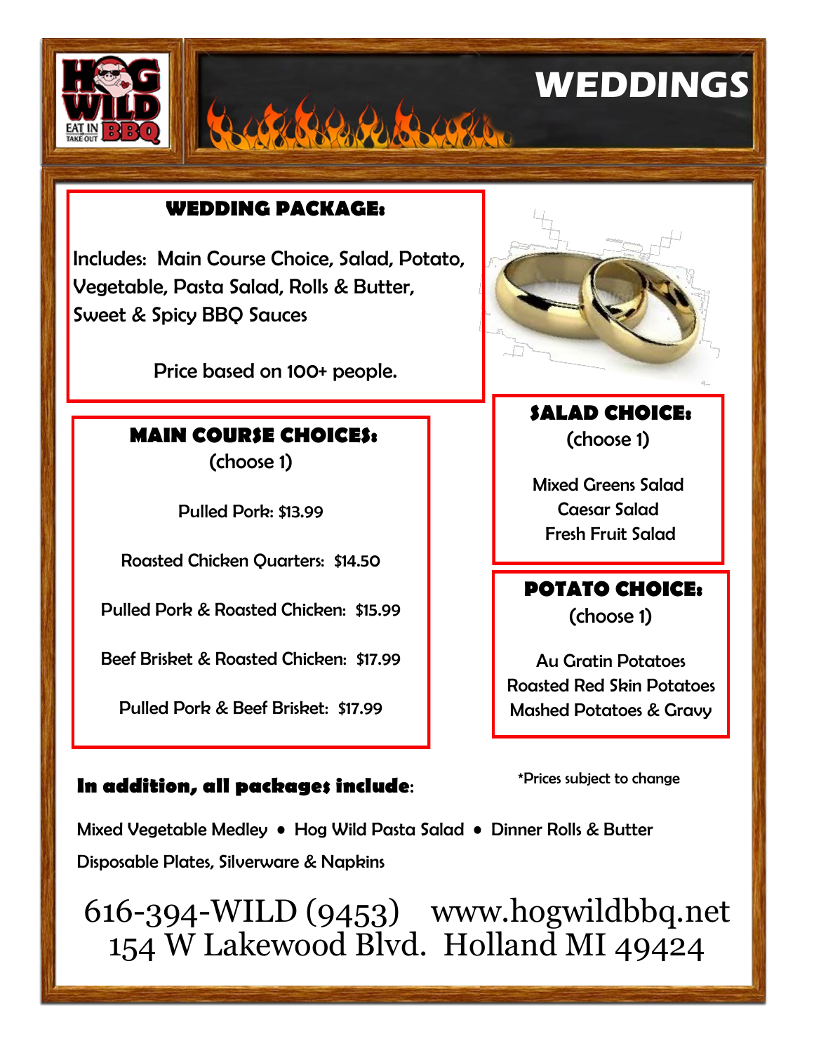# WEDDINGS

## WEDDING PACKAGE:

Includes: Main Course Choice, Salad, Potato, Vegetable, Pasta Salad, Rolls & Butter, Sweet & Spicy BBQ Sauces

Price based on 100+ people.

## MAIN COURSE CHOICES:

(choose 1)

Pulled Pork: $13.99

Roasted Chicken Quarters: $14.50

Pulled Pork & Roasted Chicken: $15.99

Beef Brisket & Roasted Chicken: $17.99

Pulled Pork & Beef Brisket: $17.99

## SALAD CHOICE:

(choose 1)

Mixed Greens Salad
Caesar Salad
Fresh Fruit Salad

## POTATO CHOICE:

(choose 1)

Au Gratin Potatoes
Roasted Red Skin Potatoes
Mashed Potatoes & Gravy

*Prices subject to change

**In addition, all packages include:**

Mixed Vegetable Medley • Hog Wild Pasta Salad • Dinner Rolls & Butter

Disposable Plates, Silverware & Napkins

616-394-WILD (9453) www.hogwildbbq.net
154 W Lakewood Blvd. Holland MI 49424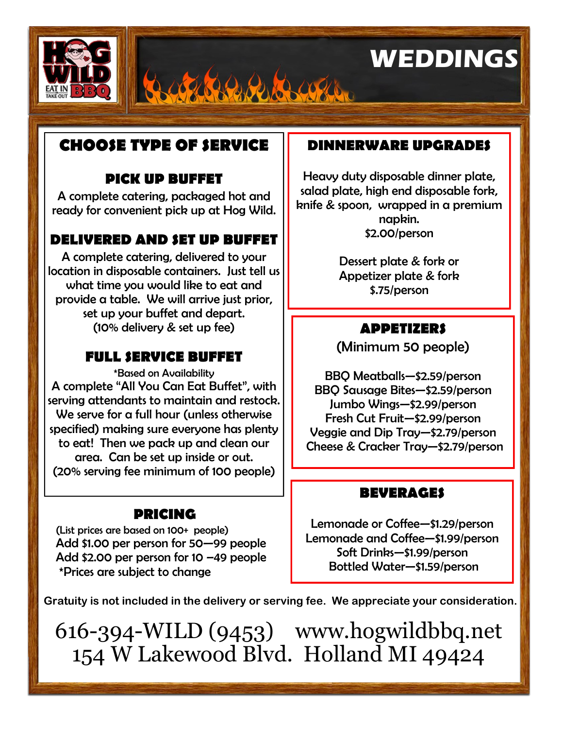# WEDDINGS

## CHOOSE TYPE OF SERVICE

### PICK UP BUFFET

A complete catering, packaged hot and ready for convenient pick up at Hog Wild.

### DELIVERED AND SET UP BUFFET

A complete catering, delivered to your location in disposable containers. Just tell us what time you would like to eat and provide a table. We will arrive just prior, set up your buffet and depart.
(10% delivery & set up fee)

### FULL SERVICE BUFFET

*Based on Availability

A complete "All You Can Eat Buffet", with serving attendants to maintain and restock. We serve for a full hour (unless otherwise specified) making sure everyone has plenty to eat! Then we pack up and clean our area. Can be set up inside or out.
(20% serving fee minimum of 100 people)

## PRICING

(List prices are based on 100+ people)
Add $1.00 per person for 50—99 people
Add $2.00 per person for 10 –49 people
*Prices are subject to change

## DINNERWARE UPGRADES

Heavy duty disposable dinner plate, salad plate, high end disposable fork, knife & spoon, wrapped in a premium napkin.
$2.00/person

Dessert plate & fork or
Appetizer plate & fork
$.75/person

## APPETIZERS

(Minimum 50 people)

BBQ Meatballs—$2.59/person
BBQ Sausage Bites—$2.59/person
Jumbo Wings—$2.99/person
Fresh Cut Fruit—$2.99/person
Veggie and Dip Tray—$2.79/person
Cheese & Cracker Tray—$2.79/person

## BEVERAGES

Lemonade or Coffee—$1.29/person
Lemonade and Coffee—$1.99/person
Soft Drinks—$1.99/person
Bottled Water—$1.59/person

**Gratuity is not included in the delivery or serving fee. We appreciate your consideration.**

616-394-WILD (9453) www.hogwildbbq.net
154 W Lakewood Blvd. Holland MI 49424